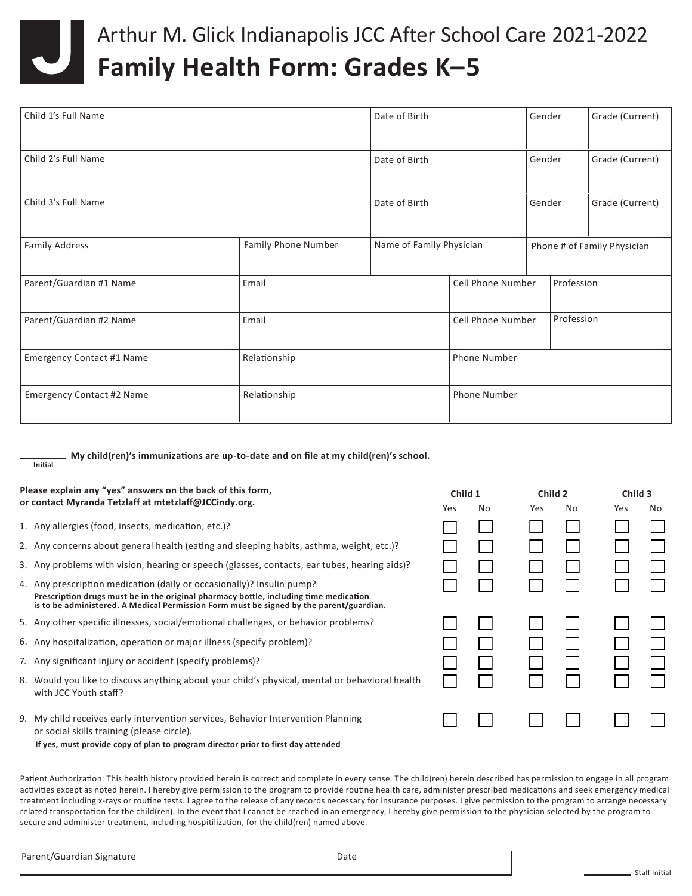# Arthur M. Glick Indianapolis JCC After School Care 2021-2022

# Family Health Form: Grades K–5

| Child 1's Full Name | | Date of Birth | | Gender | Grade (Current) |
|---|---|---|---|---|---|
| Child 2's Full Name | | Date of Birth | | Gender | Grade (Current) |
| Child 3's Full Name | | Date of Birth | | Gender | Grade (Current) |
| Family Address | Family Phone Number | Name of Family Physician | | Phone # of Family Physician | |
| Parent/Guardian #1 Name | Email | | Cell Phone Number | Profession | |
| Parent/Guardian #2 Name | Email | | Cell Phone Number | Profession | |
| Emergency Contact #1 Name | Relationship | | Phone Number | | |
| Emergency Contact #2 Name | Relationship | | Phone Number | | |

_________ **My child(ren)'s immunizations are up-to-date and on file at my child(ren)'s school.**
**Initial**

| **Please explain any "yes" answers on the back of this form, or contact Myranda Tetzlaff at mtetzlaff@JCCindy.org.** | **Child 1** Yes | **Child 1** No | **Child 2** Yes | **Child 2** No | **Child 3** Yes | **Child 3** No |
|---|---|---|---|---|---|---|
| 1. Any allergies (food, insects, medication, etc.)? | ☐ | ☐ | ☐ | ☐ | ☐ | ☐ |
| 2. Any concerns about general health (eating and sleeping habits, asthma, weight, etc.)? | ☐ | ☐ | ☐ | ☐ | ☐ | ☐ |
| 3. Any problems with vision, hearing or speech (glasses, contacts, ear tubes, hearing aids)? | ☐ | ☐ | ☐ | ☐ | ☐ | ☐ |
| 4. Any prescription medication (daily or occasionally)? Insulin pump? **Prescription drugs must be in the original pharmacy bottle, including time medication is to be administered. A Medical Permission Form must be signed by the parent/guardian.** | ☐ | ☐ | ☐ | ☐ | ☐ | ☐ |
| 5. Any other specific illnesses, social/emotional challenges, or behavior problems? | ☐ | ☐ | ☐ | ☐ | ☐ | ☐ |
| 6. Any hospitalization, operation or major illness (specify problem)? | ☐ | ☐ | ☐ | ☐ | ☐ | ☐ |
| 7. Any significant injury or accident (specify problems)? | ☐ | ☐ | ☐ | ☐ | ☐ | ☐ |
| 8. Would you like to discuss anything about your child's physical, mental or behavioral health with JCC Youth staff? | ☐ | ☐ | ☐ | ☐ | ☐ | ☐ |
| 9. My child receives early intervention services, Behavior Intervention Planning or social skills training (please circle). **If yes, must provide copy of plan to program director prior to first day attended** | ☐ | ☐ | ☐ | ☐ | ☐ | ☐ |

Patient Authorization: This health history provided herein is correct and complete in every sense. The child(ren) herein described has permission to engage in all program activities except as noted herein. I hereby give permission to the program to provide routine health care, administer prescribed medications and seek emergency medical treatment including x-rays or routine tests. I agree to the release of any records necessary for insurance purposes. I give permission to the program to arrange necessary related transportation for the child(ren). In the event that I cannot be reached in an emergency, I hereby give permission to the physician selected by the program to secure and administer treatment, including hospitilization, for the child(ren) named above.

| Parent/Guardian Signature | Date |
|---|---|
| | |

_________ Staff Initial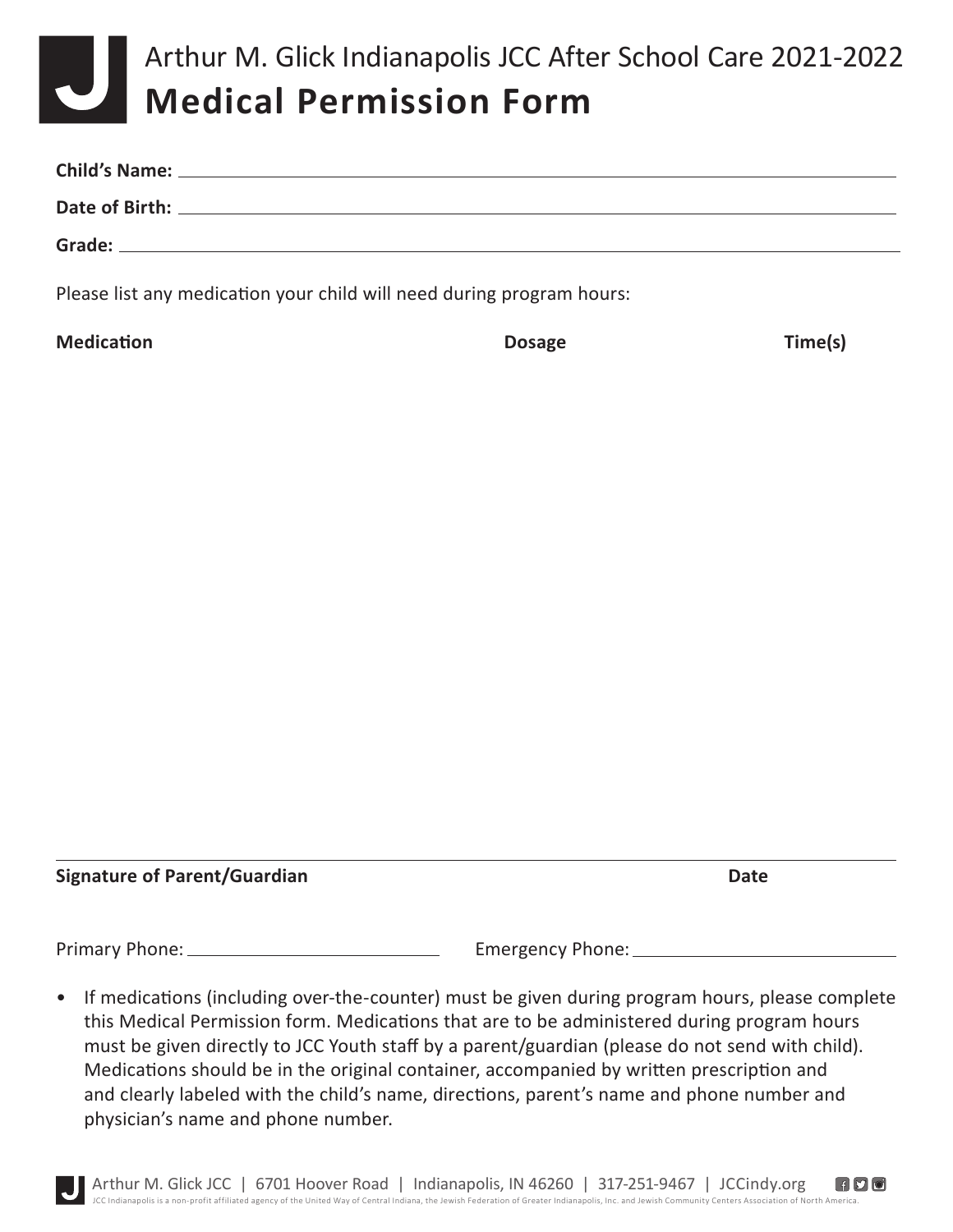Arthur M. Glick Indianapolis JCC After School Care 2021-2022

# Medical Permission Form

**Child's Name:** ______________________________

**Date of Birth:** ______________________________

**Grade:** ______________________________

Please list any medication your child will need during program hours:

| Medication | Dosage | Time(s) |
|---|---|---|
| | | |

______________________________

**Signature of Parent/Guardian** **Date**

Primary Phone: ____________________ Emergency Phone: ____________________

- If medications (including over-the-counter) must be given during program hours, please complete this Medical Permission form. Medications that are to be administered during program hours must be given directly to JCC Youth staff by a parent/guardian (please do not send with child). Medications should be in the original container, accompanied by written prescription and and clearly labeled with the child's name, directions, parent's name and phone number and physician's name and phone number.

Arthur M. Glick JCC | 6701 Hoover Road | Indianapolis, IN 46260 | 317-251-9467 | JCCindy.org

JCC Indianapolis is a non-profit affiliated agency of the United Way of Central Indiana, the Jewish Federation of Greater Indianapolis, Inc. and Jewish Community Centers Association of North America.